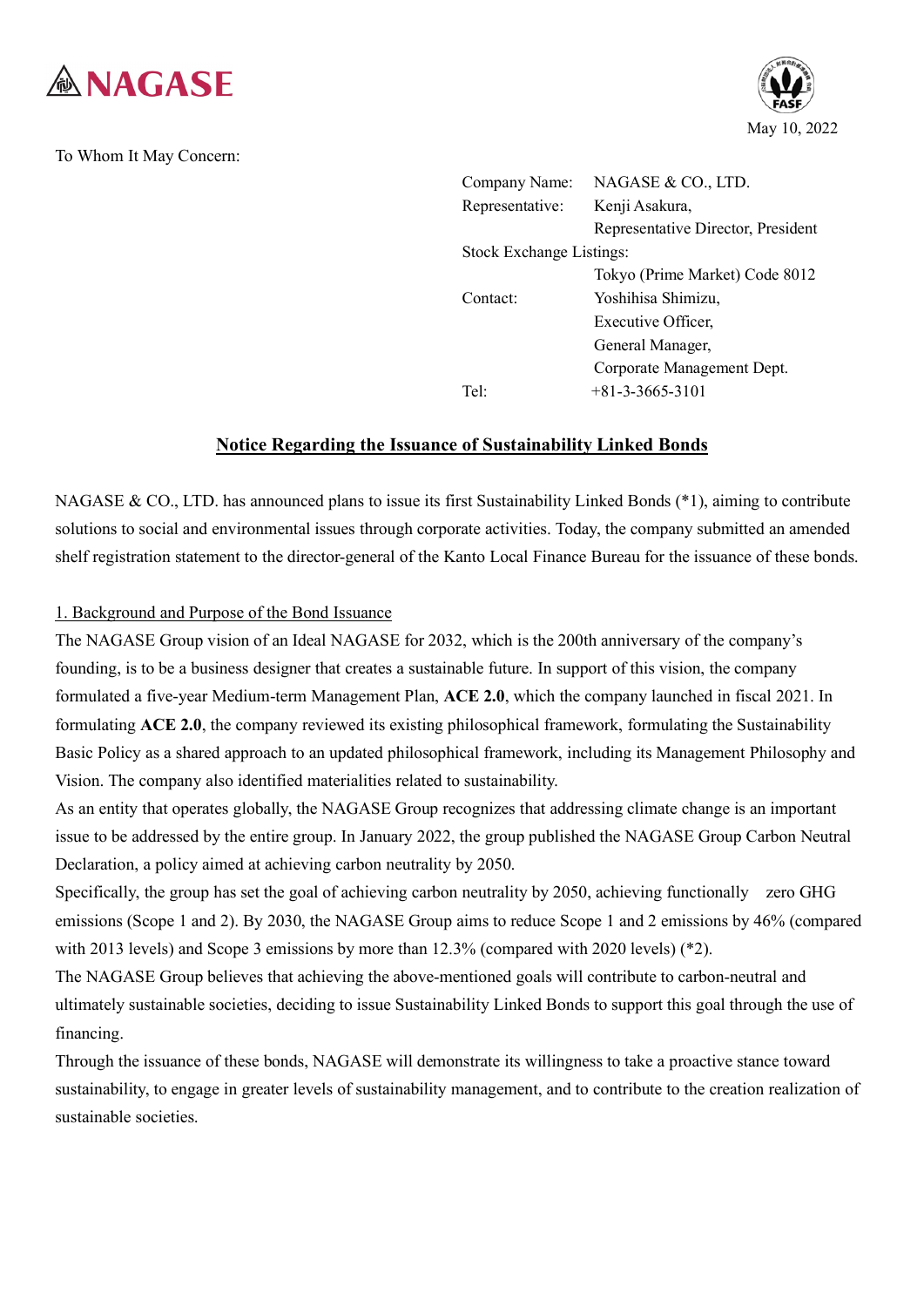NAGASE

May 10, 2022

To Whom It May Concern:

| | |
|---|---|
| Company Name: | NAGASE & CO., LTD. |
| Representative: | Kenji Asakura, Representative Director, President |
| Stock Exchange Listings: | Tokyo (Prime Market) Code 8012 |
| Contact: | Yoshihisa Shimizu, Executive Officer, General Manager, Corporate Management Dept. |
| Tel: | +81-3-3665-3101 |

## Notice Regarding the Issuance of Sustainability Linked Bonds

NAGASE & CO., LTD. has announced plans to issue its first Sustainability Linked Bonds (*1), aiming to contribute solutions to social and environmental issues through corporate activities. Today, the company submitted an amended shelf registration statement to the director-general of the Kanto Local Finance Bureau for the issuance of these bonds.

### 1. Background and Purpose of the Bond Issuance

The NAGASE Group vision of an Ideal NAGASE for 2032, which is the 200th anniversary of the company's founding, is to be a business designer that creates a sustainable future. In support of this vision, the company formulated a five-year Medium-term Management Plan, **ACE 2.0**, which the company launched in fiscal 2021. In formulating **ACE 2.0**, the company reviewed its existing philosophical framework, formulating the Sustainability Basic Policy as a shared approach to an updated philosophical framework, including its Management Philosophy and Vision. The company also identified materialities related to sustainability.

As an entity that operates globally, the NAGASE Group recognizes that addressing climate change is an important issue to be addressed by the entire group. In January 2022, the group published the NAGASE Group Carbon Neutral Declaration, a policy aimed at achieving carbon neutrality by 2050.

Specifically, the group has set the goal of achieving carbon neutrality by 2050, achieving functionally zero GHG emissions (Scope 1 and 2). By 2030, the NAGASE Group aims to reduce Scope 1 and 2 emissions by 46% (compared with 2013 levels) and Scope 3 emissions by more than 12.3% (compared with 2020 levels) (*2).

The NAGASE Group believes that achieving the above-mentioned goals will contribute to carbon-neutral and ultimately sustainable societies, deciding to issue Sustainability Linked Bonds to support this goal through the use of financing.

Through the issuance of these bonds, NAGASE will demonstrate its willingness to take a proactive stance toward sustainability, to engage in greater levels of sustainability management, and to contribute to the creation realization of sustainable societies.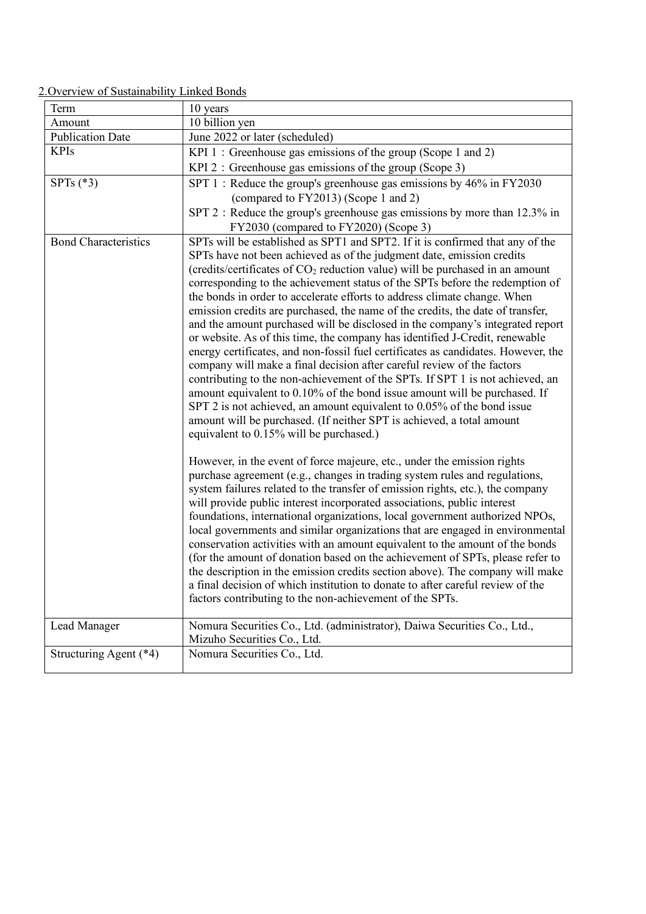2.Overview of Sustainability Linked Bonds

| Term | 10 years |
|---|---|
| Amount | 10 billion yen |
| Publication Date | June 2022 or later (scheduled) |
| KPIs | KPI 1：Greenhouse gas emissions of the group (Scope 1 and 2)<br>KPI 2：Greenhouse gas emissions of the group (Scope 3) |
| SPTs (*3) | SPT 1：Reduce the group's greenhouse gas emissions by 46% in FY2030 (compared to FY2013) (Scope 1 and 2)<br>SPT 2：Reduce the group's greenhouse gas emissions by more than 12.3% in FY2030 (compared to FY2020) (Scope 3) |
| Bond Characteristics | SPTs will be established as SPT1 and SPT2. If it is confirmed that any of the SPTs have not been achieved as of the judgment date, emission credits (credits/certificates of $CO_2$ reduction value) will be purchased in an amount corresponding to the achievement status of the SPTs before the redemption of the bonds in order to accelerate efforts to address climate change. When emission credits are purchased, the name of the credits, the date of transfer, and the amount purchased will be disclosed in the company's integrated report or website. As of this time, the company has identified J-Credit, renewable energy certificates, and non-fossil fuel certificates as candidates. However, the company will make a final decision after careful review of the factors contributing to the non-achievement of the SPTs. If SPT 1 is not achieved, an amount equivalent to 0.10% of the bond issue amount will be purchased. If SPT 2 is not achieved, an amount equivalent to 0.05% of the bond issue amount will be purchased. (If neither SPT is achieved, a total amount equivalent to 0.15% will be purchased.)<br><br>However, in the event of force majeure, etc., under the emission rights purchase agreement (e.g., changes in trading system rules and regulations, system failures related to the transfer of emission rights, etc.), the company will provide public interest incorporated associations, public interest foundations, international organizations, local government authorized NPOs, local governments and similar organizations that are engaged in environmental conservation activities with an amount equivalent to the amount of the bonds (for the amount of donation based on the achievement of SPTs, please refer to the description in the emission credits section above). The company will make a final decision of which institution to donate to after careful review of the factors contributing to the non-achievement of the SPTs. |
| Lead Manager | Nomura Securities Co., Ltd. (administrator), Daiwa Securities Co., Ltd., Mizuho Securities Co., Ltd. |
| Structuring Agent (*4) | Nomura Securities Co., Ltd. |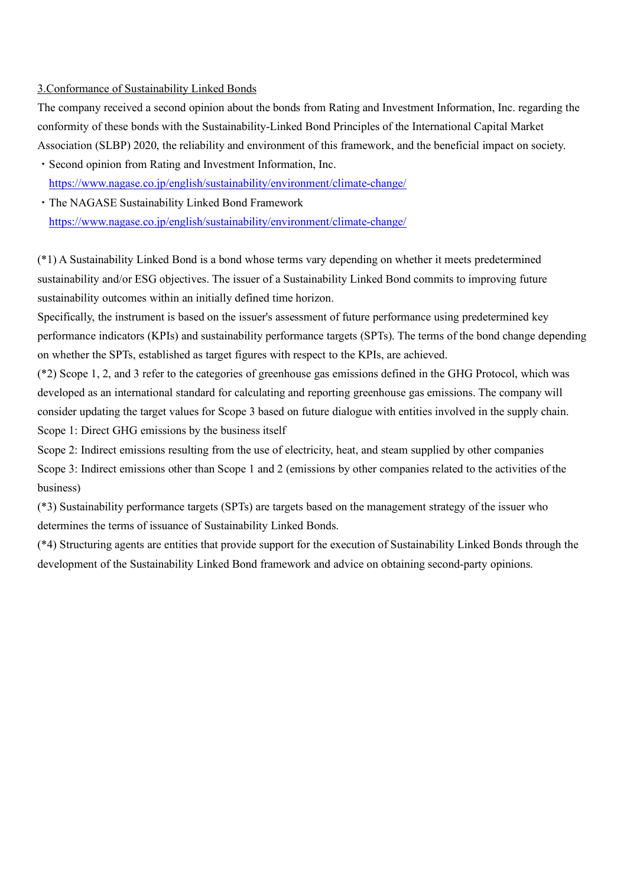## 3.Conformance of Sustainability Linked Bonds

The company received a second opinion about the bonds from Rating and Investment Information, Inc. regarding the conformity of these bonds with the Sustainability-Linked Bond Principles of the International Capital Market Association (SLBP) 2020, the reliability and environment of this framework, and the beneficial impact on society.

- Second opinion from Rating and Investment Information, Inc.
  https://www.nagase.co.jp/english/sustainability/environment/climate-change/
- The NAGASE Sustainability Linked Bond Framework
  https://www.nagase.co.jp/english/sustainability/environment/climate-change/

(*1) A Sustainability Linked Bond is a bond whose terms vary depending on whether it meets predetermined sustainability and/or ESG objectives. The issuer of a Sustainability Linked Bond commits to improving future sustainability outcomes within an initially defined time horizon.

Specifically, the instrument is based on the issuer's assessment of future performance using predetermined key performance indicators (KPIs) and sustainability performance targets (SPTs). The terms of the bond change depending on whether the SPTs, established as target figures with respect to the KPIs, are achieved.

(*2) Scope 1, 2, and 3 refer to the categories of greenhouse gas emissions defined in the GHG Protocol, which was developed as an international standard for calculating and reporting greenhouse gas emissions. The company will consider updating the target values for Scope 3 based on future dialogue with entities involved in the supply chain.

Scope 1: Direct GHG emissions by the business itself

Scope 2: Indirect emissions resulting from the use of electricity, heat, and steam supplied by other companies

Scope 3: Indirect emissions other than Scope 1 and 2 (emissions by other companies related to the activities of the business)

(*3) Sustainability performance targets (SPTs) are targets based on the management strategy of the issuer who determines the terms of issuance of Sustainability Linked Bonds.

(*4) Structuring agents are entities that provide support for the execution of Sustainability Linked Bonds through the development of the Sustainability Linked Bond framework and advice on obtaining second-party opinions.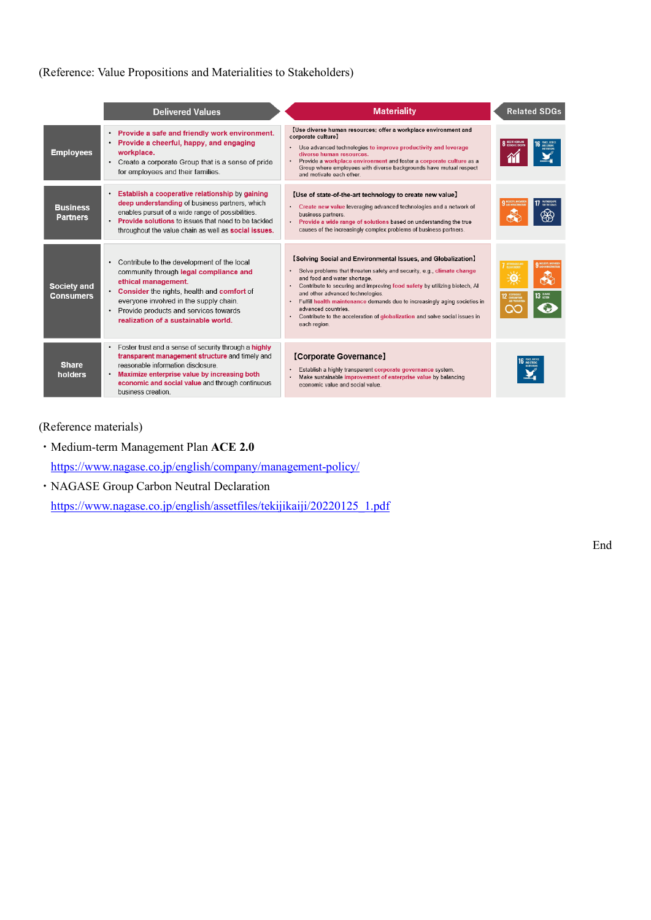(Reference: Value Propositions and Materialities to Stakeholders)

| | Delivered Values | Materiality | Related SDGs |
|---|---|---|---|
| **Employees** | • **Provide a safe and friendly work environment.**<br>• **Provide a cheerful, happy, and engaging workplace.**<br>• Create a corporate Group that is a sense of pride for employees and their families. | 【Use diverse human resources; offer a workplace environment and corporate culture】<br>• Use advanced technologies to improve productivity and leverage diverse human resources.<br>• Provide a workplace environment and foster a corporate culture as a Group where employees with diverse backgrounds have mutual respect and motivate each other. | 8, 16 |
| **Business Partners** | • **Establish a cooperative relationship** by **gaining deep understanding** of business partners, which enables pursuit of a wide range of possibilities.<br>• **Provide solutions** to issues that need to be tackled throughout the value chain as well as **social issues.** | 【Use of state-of-the-art technology to create new value】<br>• Create new value leveraging advanced technologies and a network of business partners.<br>• Provide a wide range of solutions based on understanding the true causes of the increasingly complex problems of business partners. | 9, 17 |
| **Society and Consumers** | • Contribute to the development of the local community through **legal compliance and ethical management.**<br>• **Consider** the rights, health and **comfort** of everyone involved in the supply chain.<br>• Provide products and services towards **realization of a sustainable world.** | 【Solving Social and Environmental Issues, and Globalization】<br>• Solve problems that threaten safety and security, e.g., climate change and food and water shortage.<br>• Contribute to securing and improving food safety by utilizing biotech, AI and other advanced technologies.<br>• Fulfill health maintenance demands due to increasingly aging societies in advanced countries.<br>• Contribute to the acceleration of globalization and solve social issues in each region. | 7, 9, 12, 13 |
| **Share holders** | • Foster trust and a sense of security through a **highly transparent management structure** and timely and reasonable information disclosure.<br>• **Maximize enterprise value by increasing both economic and social value** and through continuous business creation. | 【Corporate Governance】<br>• Establish a highly transparent corporate governance system.<br>• Make sustainable improvement of enterprise value by balancing economic value and social value. | 16 |

(Reference materials)

・Medium-term Management Plan **ACE 2.0**

[https://www.nagase.co.jp/english/company/management-policy/](https://www.nagase.co.jp/english/company/management-policy/)

・NAGASE Group Carbon Neutral Declaration

[https://www.nagase.co.jp/english/assetfiles/tekijikaiji/20220125_1.pdf](https://www.nagase.co.jp/english/assetfiles/tekijikaiji/20220125_1.pdf)

End